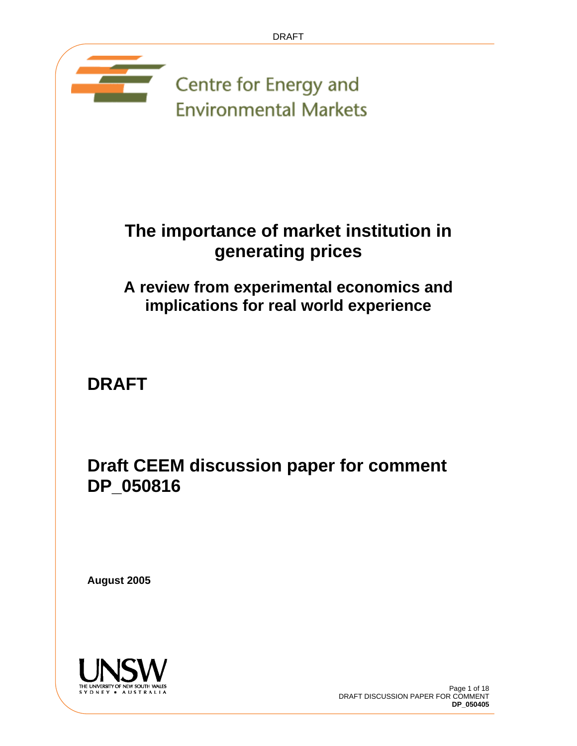Centre for Energy and Environmental Markets

# The importance of market institution in generating prices

## A review from experimental economics and implications for real world experience

## DRAFT

## Draft CEEM discussion paper for comment DP_050816

**August 2005**

THE UNIVERSITY OF NEW SOUTH WALES
SYDNEY • AUSTRALIA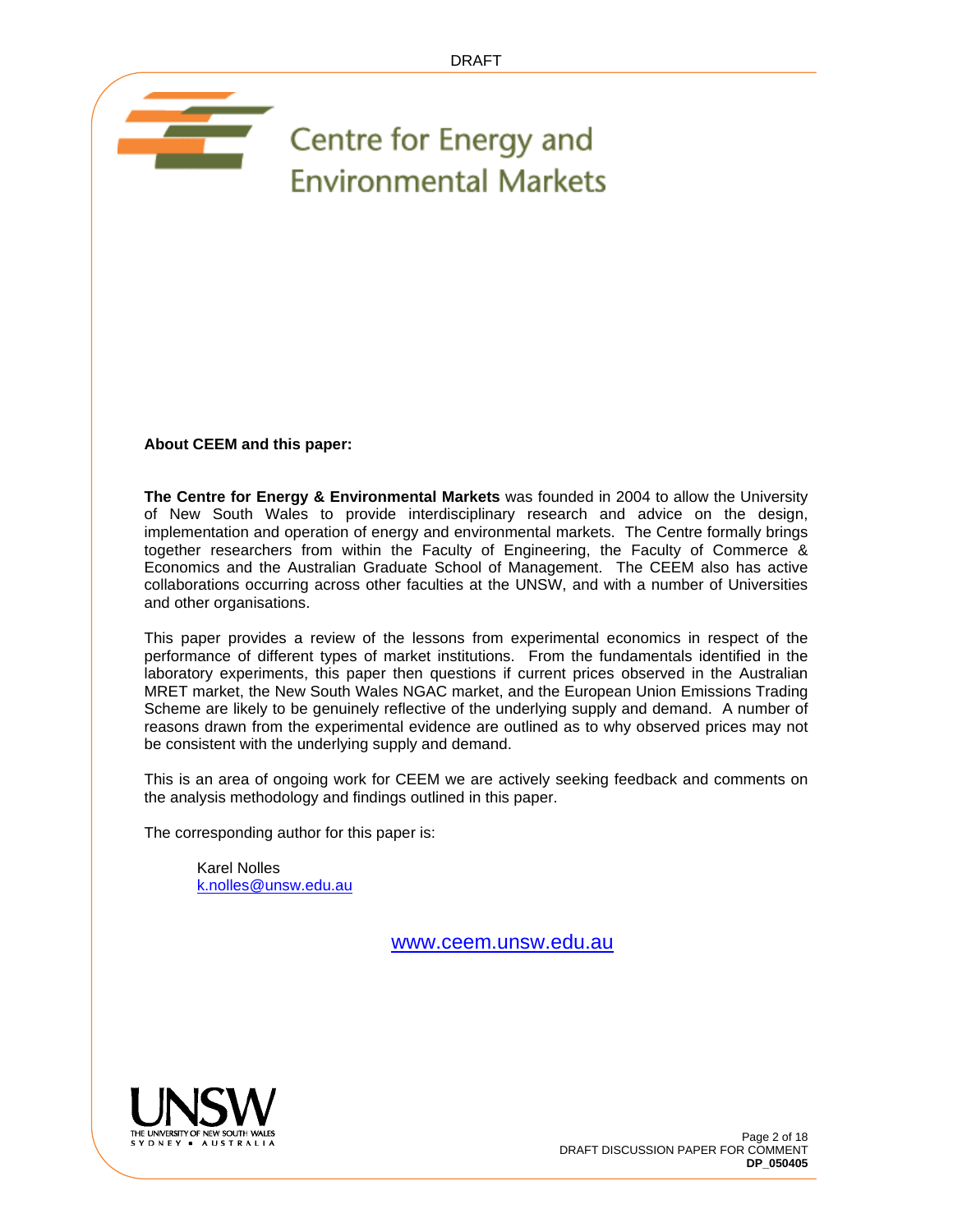Centre for Energy and Environmental Markets

**About CEEM and this paper:**

**The Centre for Energy & Environmental Markets** was founded in 2004 to allow the University of New South Wales to provide interdisciplinary research and advice on the design, implementation and operation of energy and environmental markets. The Centre formally brings together researchers from within the Faculty of Engineering, the Faculty of Commerce & Economics and the Australian Graduate School of Management. The CEEM also has active collaborations occurring across other faculties at the UNSW, and with a number of Universities and other organisations.

This paper provides a review of the lessons from experimental economics in respect of the performance of different types of market institutions. From the fundamentals identified in the laboratory experiments, this paper then questions if current prices observed in the Australian MRET market, the New South Wales NGAC market, and the European Union Emissions Trading Scheme are likely to be genuinely reflective of the underlying supply and demand. A number of reasons drawn from the experimental evidence are outlined as to why observed prices may not be consistent with the underlying supply and demand.

This is an area of ongoing work for CEEM we are actively seeking feedback and comments on the analysis methodology and findings outlined in this paper.

The corresponding author for this paper is:

Karel Nolles
k.nolles@unsw.edu.au

www.ceem.unsw.edu.au

UNSW
THE UNIVERSITY OF NEW SOUTH WALES
SYDNEY • AUSTRALIA

DRAFT DISCUSSION PAPER FOR COMMENT
**DP_050405**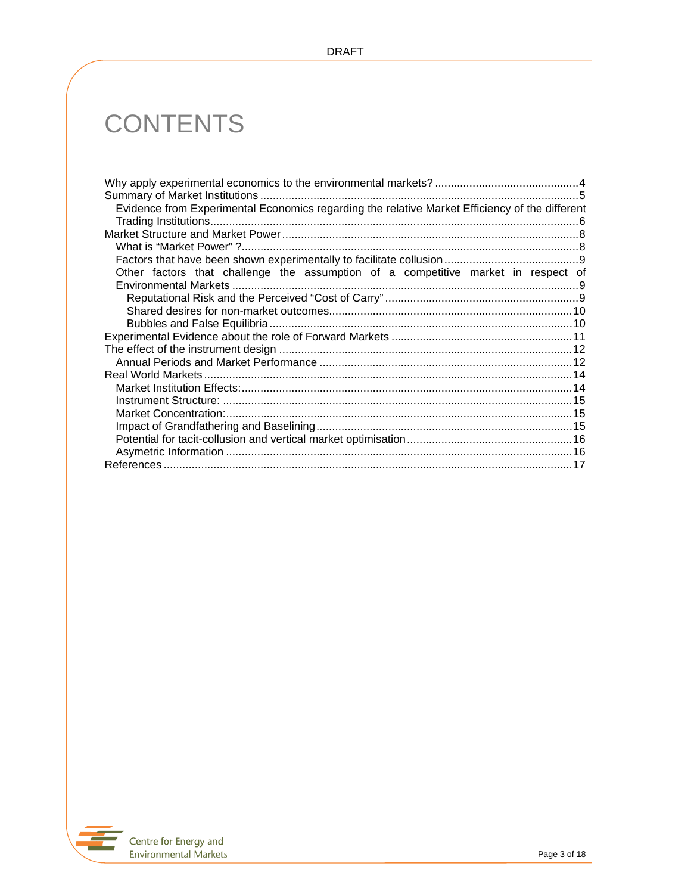# CONTENTS

- Why apply experimental economics to the environmental markets? .......... 4
- Summary of Market Institutions .......... 5
  - Evidence from Experimental Economics regarding the relative Market Efficiency of the different Trading Institutions .......... 6
- Market Structure and Market Power .......... 8
  - What is "Market Power" ? .......... 8
  - Factors that have been shown experimentally to facilitate collusion .......... 9
  - Other factors that challenge the assumption of a competitive market in respect of Environmental Markets .......... 9
    - Reputational Risk and the Perceived "Cost of Carry" .......... 9
    - Shared desires for non-market outcomes .......... 10
    - Bubbles and False Equilibria .......... 10
- Experimental Evidence about the role of Forward Markets .......... 11
- The effect of the instrument design .......... 12
  - Annual Periods and Market Performance .......... 12
- Real World Markets .......... 14
  - Market Institution Effects: .......... 14
  - Instrument Structure: .......... 15
  - Market Concentration: .......... 15
  - Impact of Grandfathering and Baselining .......... 15
  - Potential for tacit-collusion and vertical market optimisation .......... 16
  - Asymetric Information .......... 16
- References .......... 17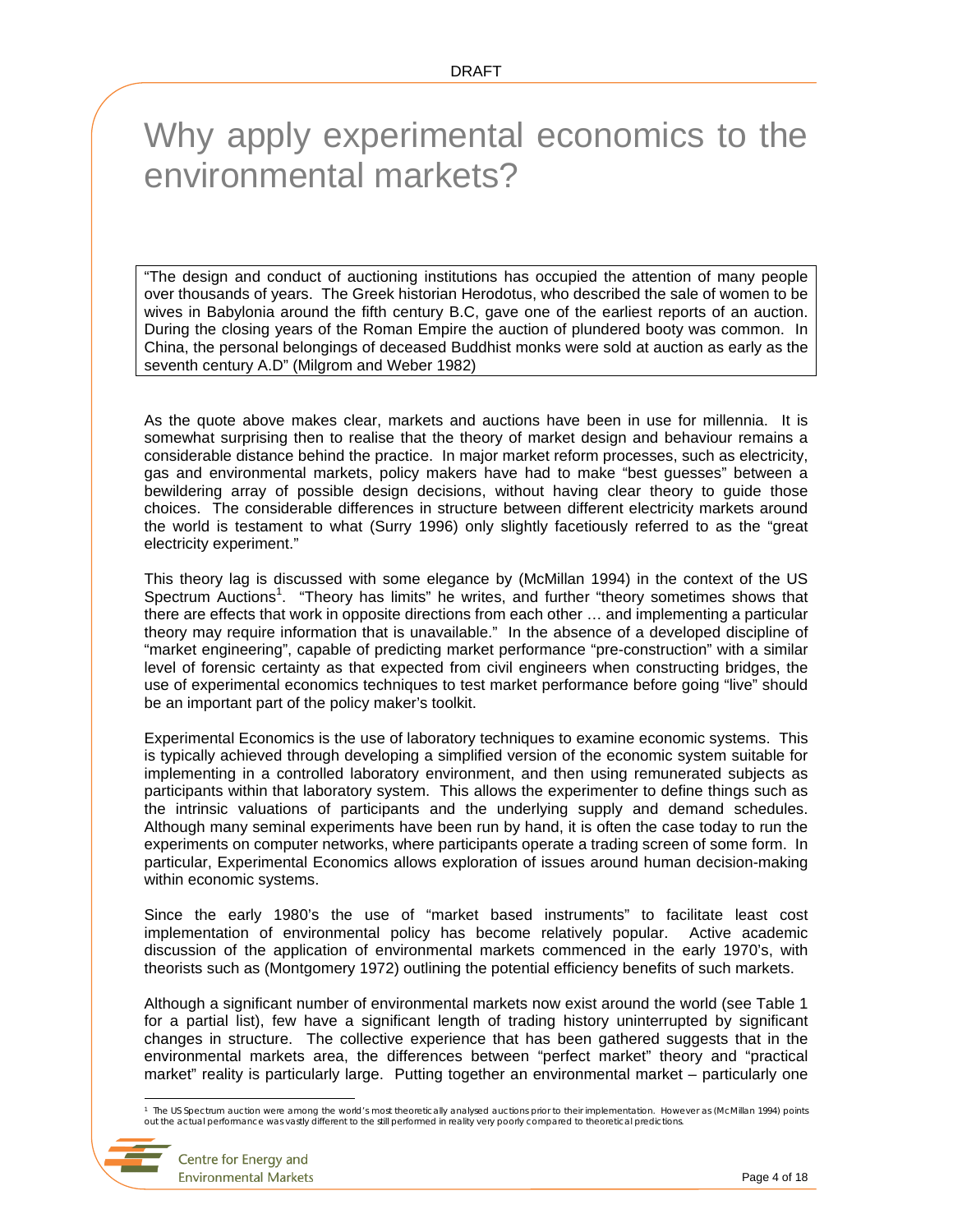# Why apply experimental economics to the environmental markets?

> "The design and conduct of auctioning institutions has occupied the attention of many people over thousands of years. The Greek historian Herodotus, who described the sale of women to be wives in Babylonia around the fifth century B.C, gave one of the earliest reports of an auction. During the closing years of the Roman Empire the auction of plundered booty was common. In China, the personal belongings of deceased Buddhist monks were sold at auction as early as the seventh century A.D" (Milgrom and Weber 1982)

As the quote above makes clear, markets and auctions have been in use for millennia. It is somewhat surprising then to realise that the theory of market design and behaviour remains a considerable distance behind the practice. In major market reform processes, such as electricity, gas and environmental markets, policy makers have had to make "best guesses" between a bewildering array of possible design decisions, without having clear theory to guide those choices. The considerable differences in structure between different electricity markets around the world is testament to what (Surry 1996) only slightly facetiously referred to as the "great electricity experiment."

This theory lag is discussed with some elegance by (McMillan 1994) in the context of the US Spectrum Auctions[1]. "Theory has limits" he writes, and further "theory sometimes shows that there are effects that work in opposite directions from each other … and implementing a particular theory may require information that is unavailable." In the absence of a developed discipline of "market engineering", capable of predicting market performance "pre-construction" with a similar level of forensic certainty as that expected from civil engineers when constructing bridges, the use of experimental economics techniques to test market performance before going "live" should be an important part of the policy maker's toolkit.

Experimental Economics is the use of laboratory techniques to examine economic systems. This is typically achieved through developing a simplified version of the economic system suitable for implementing in a controlled laboratory environment, and then using remunerated subjects as participants within that laboratory system. This allows the experimenter to define things such as the intrinsic valuations of participants and the underlying supply and demand schedules. Although many seminal experiments have been run by hand, it is often the case today to run the experiments on computer networks, where participants operate a trading screen of some form. In particular, Experimental Economics allows exploration of issues around human decision-making within economic systems.

Since the early 1980's the use of "market based instruments" to facilitate least cost implementation of environmental policy has become relatively popular. Active academic discussion of the application of environmental markets commenced in the early 1970's, with theorists such as (Montgomery 1972) outlining the potential efficiency benefits of such markets.

Although a significant number of environmental markets now exist around the world (see Table 1 for a partial list), few have a significant length of trading history uninterrupted by significant changes in structure. The collective experience that has been gathered suggests that in the environmental markets area, the differences between "perfect market" theory and "practical market" reality is particularly large. Putting together an environmental market – particularly one

[1] The US Spectrum auction were among the world's most theoretically analysed auctions prior to their implementation. However as (McMillan 1994) points out the actual performance was vastly different to the still performed in reality very poorly compared to theoretical predictions.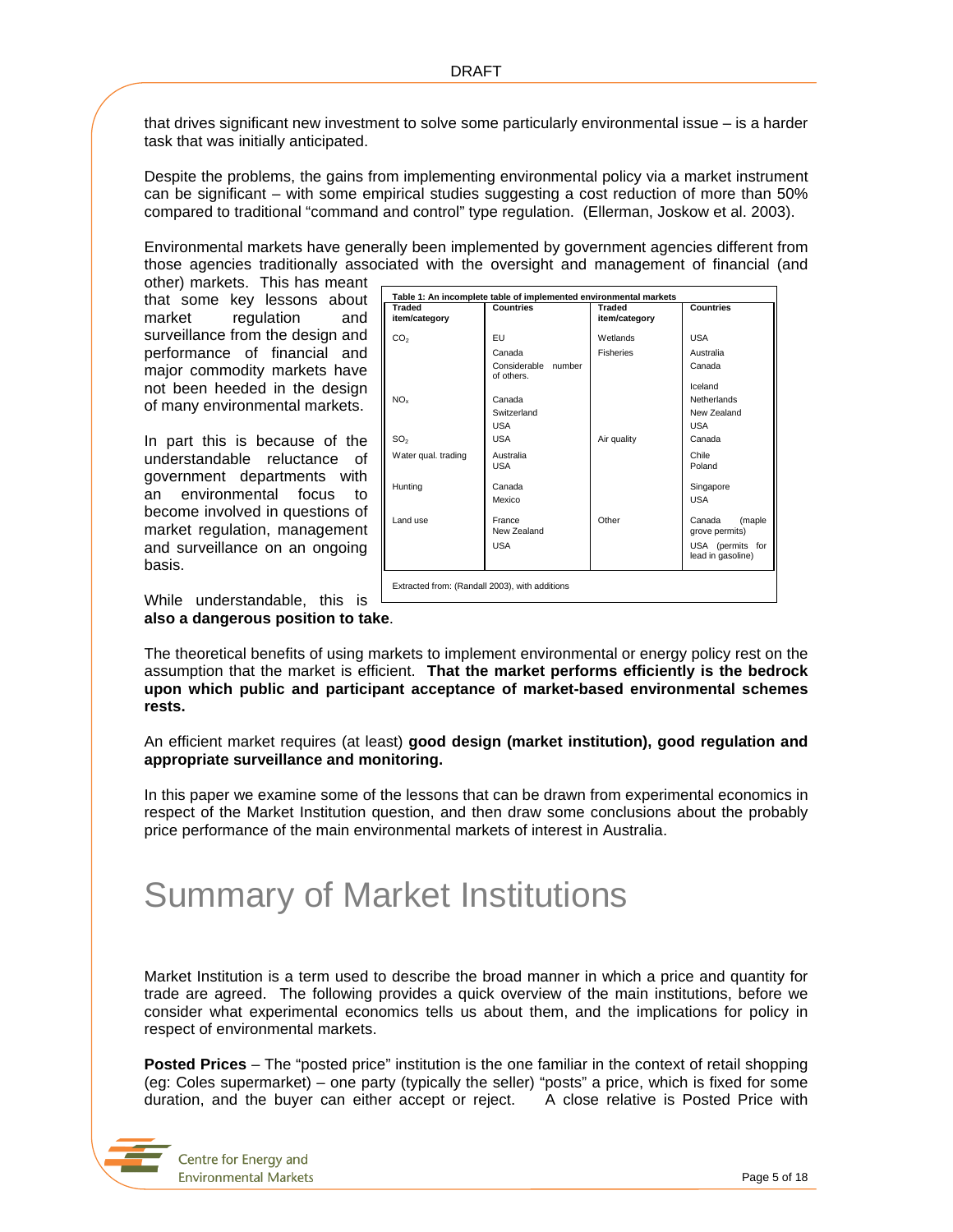that drives significant new investment to solve some particularly environmental issue – is a harder task that was initially anticipated.

Despite the problems, the gains from implementing environmental policy via a market instrument can be significant – with some empirical studies suggesting a cost reduction of more than 50% compared to traditional "command and control" type regulation. (Ellerman, Joskow et al. 2003).

Environmental markets have generally been implemented by government agencies different from those agencies traditionally associated with the oversight and management of financial (and other) markets. This has meant that some key lessons about market regulation and surveillance from the design and performance of financial and major commodity markets have not been heeded in the design of many environmental markets.

**Table 1: An incomplete table of implemented environmental markets**

| Traded item/category | Countries | Traded item/category | Countries |
|---|---|---|---|
| $CO_2$ | EU | Wetlands | USA |
| | Canada | Fisheries | Australia |
| | Considerable number of others. | | Canada |
| | | | Iceland |
| $NO_x$ | Canada | | Netherlands |
| | Switzerland | | New Zealand |
| | USA | | USA |
| $SO_2$ | USA | Air quality | Canada |
| Water qual. trading | Australia<br>USA | | Chile<br>Poland |
| Hunting | Canada | | Singapore |
| | Mexico | | USA |
| Land use | France<br>New Zealand | Other | Canada (maple grove permits) |
| | USA | | USA (permits for lead in gasoline) |

Extracted from: (Randall 2003), with additions

In part this is because of the understandable reluctance of government departments with an environmental focus to become involved in questions of market regulation, management and surveillance on an ongoing basis.

While understandable, this is **also a dangerous position to take**.

The theoretical benefits of using markets to implement environmental or energy policy rest on the assumption that the market is efficient. **That the market performs efficiently is the bedrock upon which public and participant acceptance of market-based environmental schemes rests.**

An efficient market requires (at least) **good design (market institution), good regulation and appropriate surveillance and monitoring.**

In this paper we examine some of the lessons that can be drawn from experimental economics in respect of the Market Institution question, and then draw some conclusions about the probably price performance of the main environmental markets of interest in Australia.

# Summary of Market Institutions

Market Institution is a term used to describe the broad manner in which a price and quantity for trade are agreed. The following provides a quick overview of the main institutions, before we consider what experimental economics tells us about them, and the implications for policy in respect of environmental markets.

**Posted Prices** – The "posted price" institution is the one familiar in the context of retail shopping (eg: Coles supermarket) – one party (typically the seller) "posts" a price, which is fixed for some duration, and the buyer can either accept or reject. A close relative is Posted Price with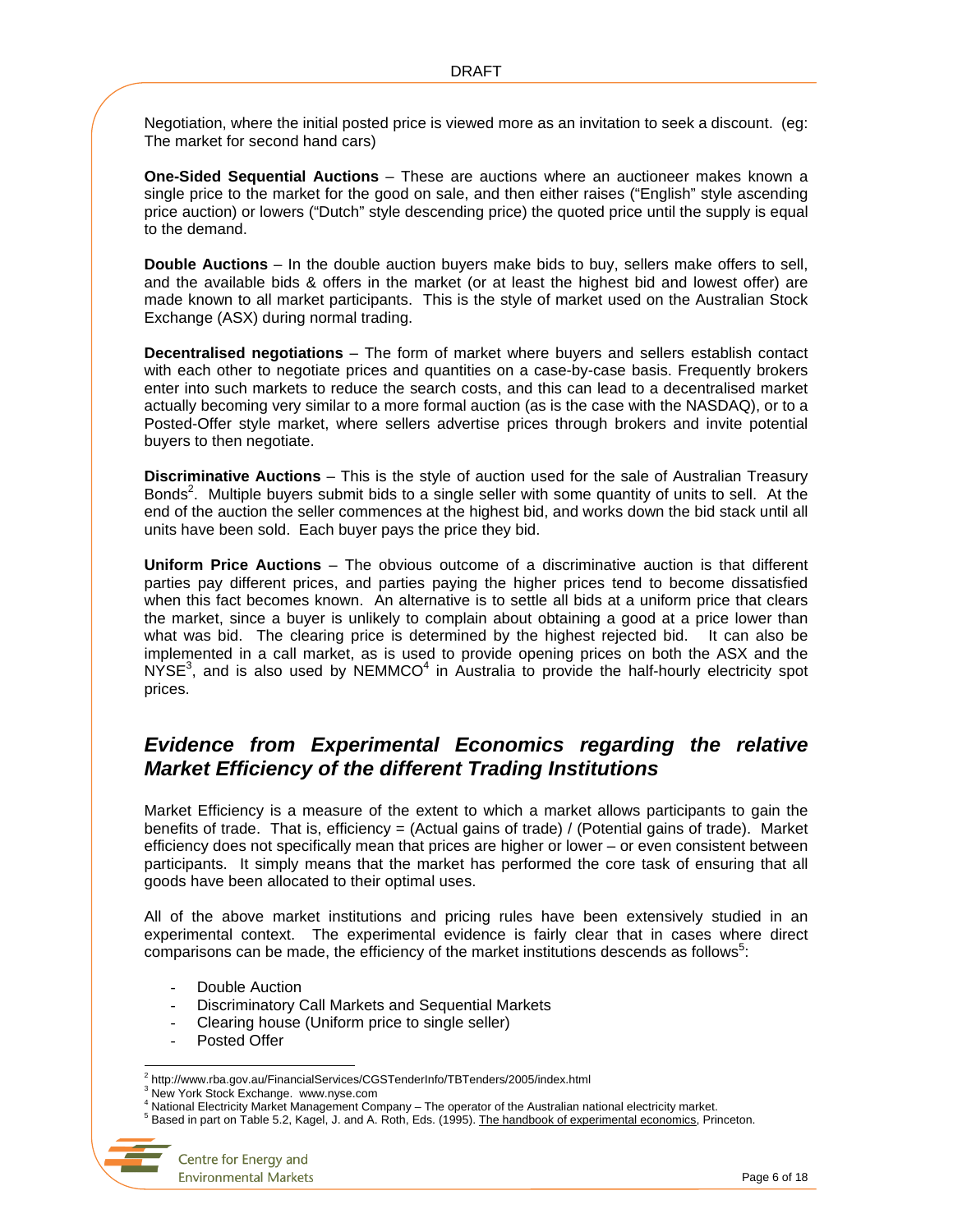Negotiation, where the initial posted price is viewed more as an invitation to seek a discount. (eg: The market for second hand cars)

**One-Sided Sequential Auctions** – These are auctions where an auctioneer makes known a single price to the market for the good on sale, and then either raises ("English" style ascending price auction) or lowers ("Dutch" style descending price) the quoted price until the supply is equal to the demand.

**Double Auctions** – In the double auction buyers make bids to buy, sellers make offers to sell, and the available bids & offers in the market (or at least the highest bid and lowest offer) are made known to all market participants. This is the style of market used on the Australian Stock Exchange (ASX) during normal trading.

**Decentralised negotiations** – The form of market where buyers and sellers establish contact with each other to negotiate prices and quantities on a case-by-case basis. Frequently brokers enter into such markets to reduce the search costs, and this can lead to a decentralised market actually becoming very similar to a more formal auction (as is the case with the NASDAQ), or to a Posted-Offer style market, where sellers advertise prices through brokers and invite potential buyers to then negotiate.

**Discriminative Auctions** – This is the style of auction used for the sale of Australian Treasury Bonds[2]. Multiple buyers submit bids to a single seller with some quantity of units to sell. At the end of the auction the seller commences at the highest bid, and works down the bid stack until all units have been sold. Each buyer pays the price they bid.

**Uniform Price Auctions** – The obvious outcome of a discriminative auction is that different parties pay different prices, and parties paying the higher prices tend to become dissatisfied when this fact becomes known. An alternative is to settle all bids at a uniform price that clears the market, since a buyer is unlikely to complain about obtaining a good at a price lower than what was bid. The clearing price is determined by the highest rejected bid. It can also be implemented in a call market, as is used to provide opening prices on both the ASX and the NYSE[3], and is also used by NEMMCO[4] in Australia to provide the half-hourly electricity spot prices.

## *Evidence from Experimental Economics regarding the relative Market Efficiency of the different Trading Institutions*

Market Efficiency is a measure of the extent to which a market allows participants to gain the benefits of trade. That is, efficiency = (Actual gains of trade) / (Potential gains of trade). Market efficiency does not specifically mean that prices are higher or lower – or even consistent between participants. It simply means that the market has performed the core task of ensuring that all goods have been allocated to their optimal uses.

All of the above market institutions and pricing rules have been extensively studied in an experimental context. The experimental evidence is fairly clear that in cases where direct comparisons can be made, the efficiency of the market institutions descends as follows[5]:

- Double Auction
- Discriminatory Call Markets and Sequential Markets
- Clearing house (Uniform price to single seller)
- Posted Offer

[2] http://www.rba.gov.au/FinancialServices/CGSTenderInfo/TBTenders/2005/index.html
[3] New York Stock Exchange. www.nyse.com
[4] National Electricity Market Management Company – The operator of the Australian national electricity market.
[5] Based in part on Table 5.2, Kagel, J. and A. Roth, Eds. (1995). The handbook of experimental economics, Princeton.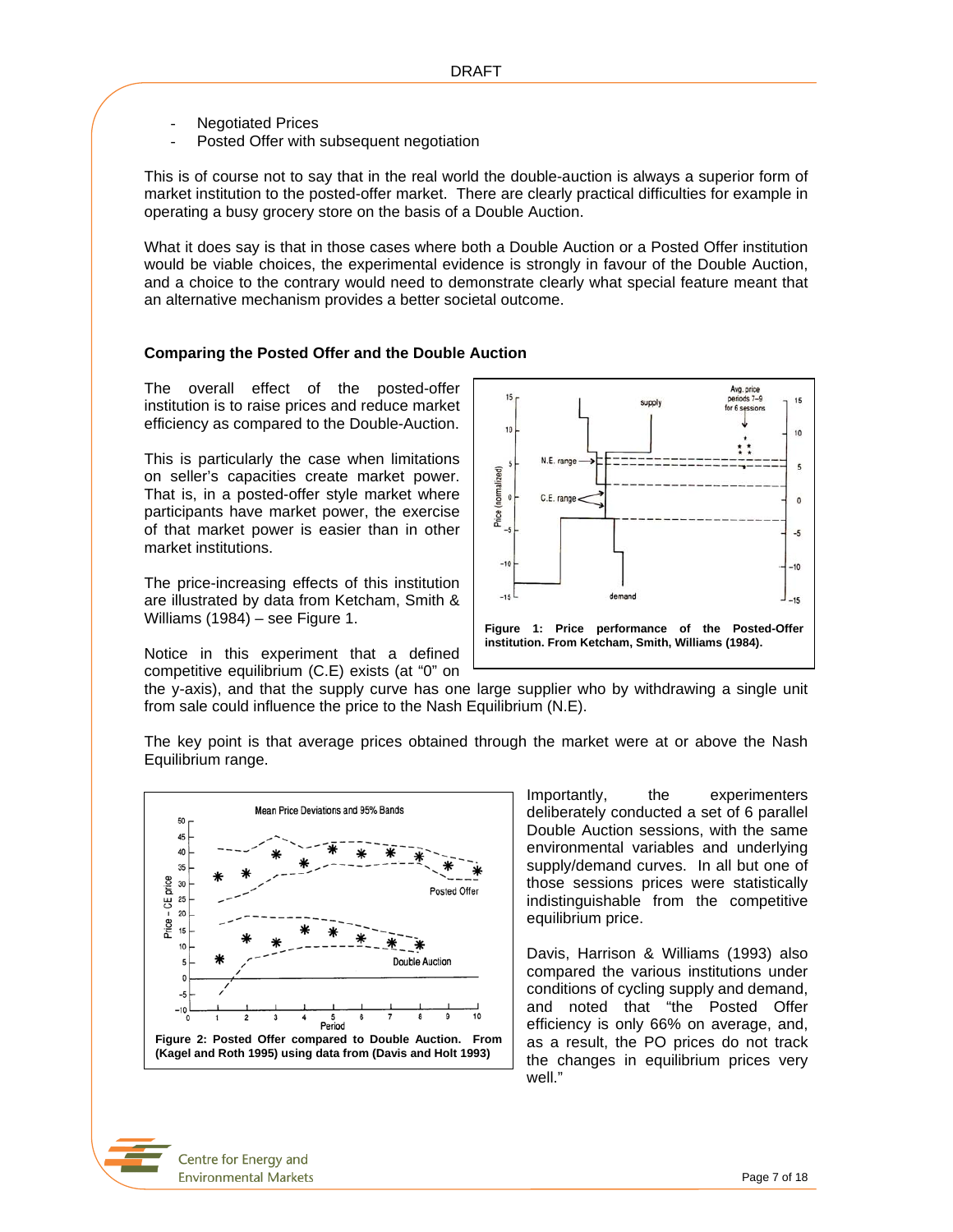- Negotiated Prices
- Posted Offer with subsequent negotiation

This is of course not to say that in the real world the double-auction is always a superior form of market institution to the posted-offer market. There are clearly practical difficulties for example in operating a busy grocery store on the basis of a Double Auction.

What it does say is that in those cases where both a Double Auction or a Posted Offer institution would be viable choices, the experimental evidence is strongly in favour of the Double Auction, and a choice to the contrary would need to demonstrate clearly what special feature meant that an alternative mechanism provides a better societal outcome.

**Comparing the Posted Offer and the Double Auction**

The overall effect of the posted-offer institution is to raise prices and reduce market efficiency as compared to the Double-Auction.

This is particularly the case when limitations on seller's capacities create market power. That is, in a posted-offer style market where participants have market power, the exercise of that market power is easier than in other market institutions.

The price-increasing effects of this institution are illustrated by data from Ketcham, Smith & Williams (1984) – see Figure 1.

**Figure 1: Price performance of the Posted-Offer institution. From Ketcham, Smith, Williams (1984).**

Notice in this experiment that a defined competitive equilibrium (C.E) exists (at "0" on the y-axis), and that the supply curve has one large supplier who by withdrawing a single unit from sale could influence the price to the Nash Equilibrium (N.E).

The key point is that average prices obtained through the market were at or above the Nash Equilibrium range.

**Figure 2: Posted Offer compared to Double Auction. From (Kagel and Roth 1995) using data from (Davis and Holt 1993)**

Importantly, the experimenters deliberately conducted a set of 6 parallel Double Auction sessions, with the same environmental variables and underlying supply/demand curves. In all but one of those sessions prices were statistically indistinguishable from the competitive equilibrium price.

Davis, Harrison & Williams (1993) also compared the various institutions under conditions of cycling supply and demand, and noted that "the Posted Offer efficiency is only 66% on average, and, as a result, the PO prices do not track the changes in equilibrium prices very well."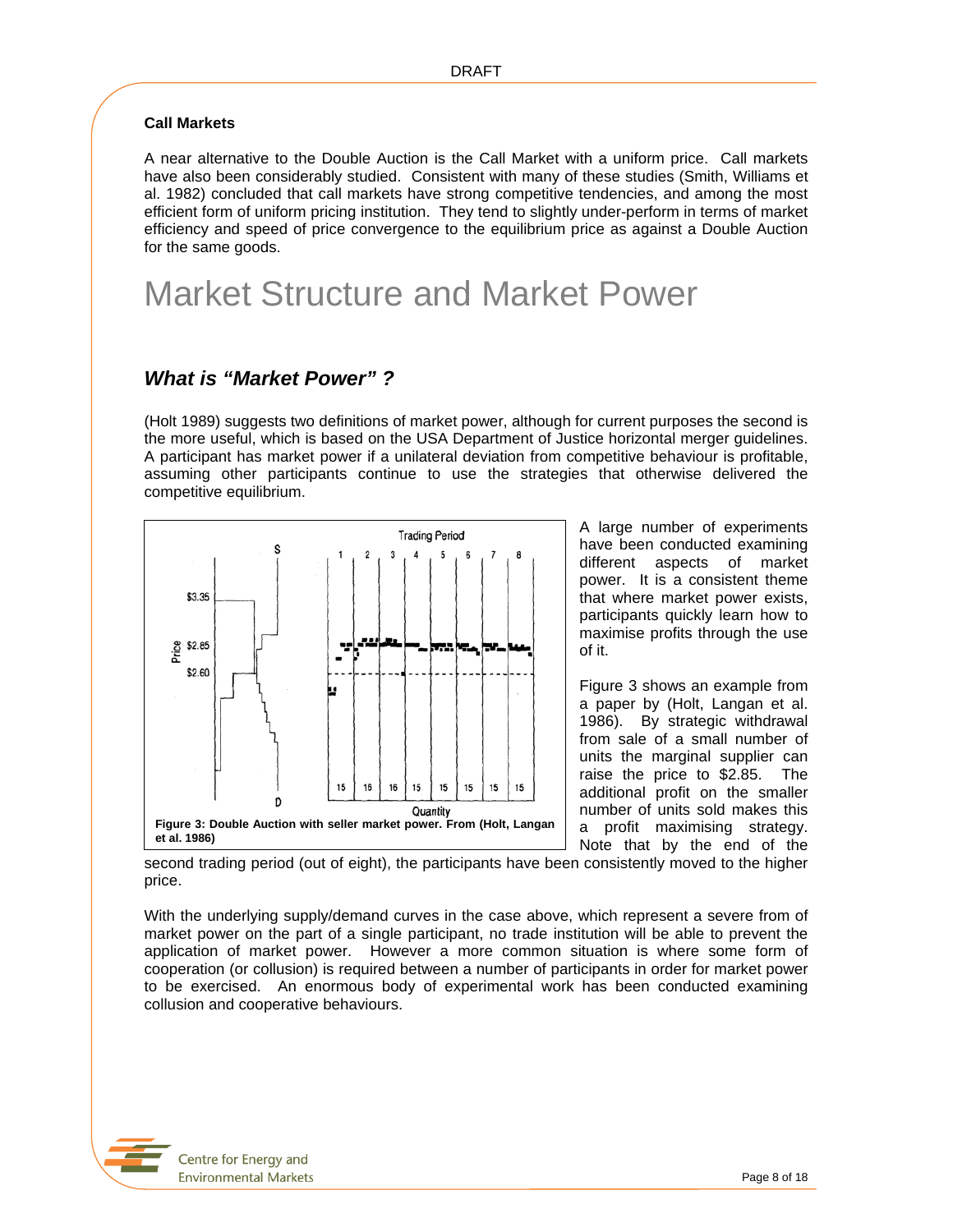**Call Markets**

A near alternative to the Double Auction is the Call Market with a uniform price. Call markets have also been considerably studied. Consistent with many of these studies (Smith, Williams et al. 1982) concluded that call markets have strong competitive tendencies, and among the most efficient form of uniform pricing institution. They tend to slightly under-perform in terms of market efficiency and speed of price convergence to the equilibrium price as against a Double Auction for the same goods.

# Market Structure and Market Power

## *What is "Market Power" ?*

(Holt 1989) suggests two definitions of market power, although for current purposes the second is the more useful, which is based on the USA Department of Justice horizontal merger guidelines. A participant has market power if a unilateral deviation from competitive behaviour is profitable, assuming other participants continue to use the strategies that otherwise delivered the competitive equilibrium.

**Figure 3: Double Auction with seller market power. From (Holt, Langan et al. 1986)**

A large number of experiments have been conducted examining different aspects of market power. It is a consistent theme that where market power exists, participants quickly learn how to maximise profits through the use of it.

Figure 3 shows an example from a paper by (Holt, Langan et al. 1986). By strategic withdrawal from sale of a small number of units the marginal supplier can raise the price to $2.85. The additional profit on the smaller number of units sold makes this a profit maximising strategy. Note that by the end of the second trading period (out of eight), the participants have been consistently moved to the higher price.

With the underlying supply/demand curves in the case above, which represent a severe from of market power on the part of a single participant, no trade institution will be able to prevent the application of market power. However a more common situation is where some form of cooperation (or collusion) is required between a number of participants in order for market power to be exercised. An enormous body of experimental work has been conducted examining collusion and cooperative behaviours.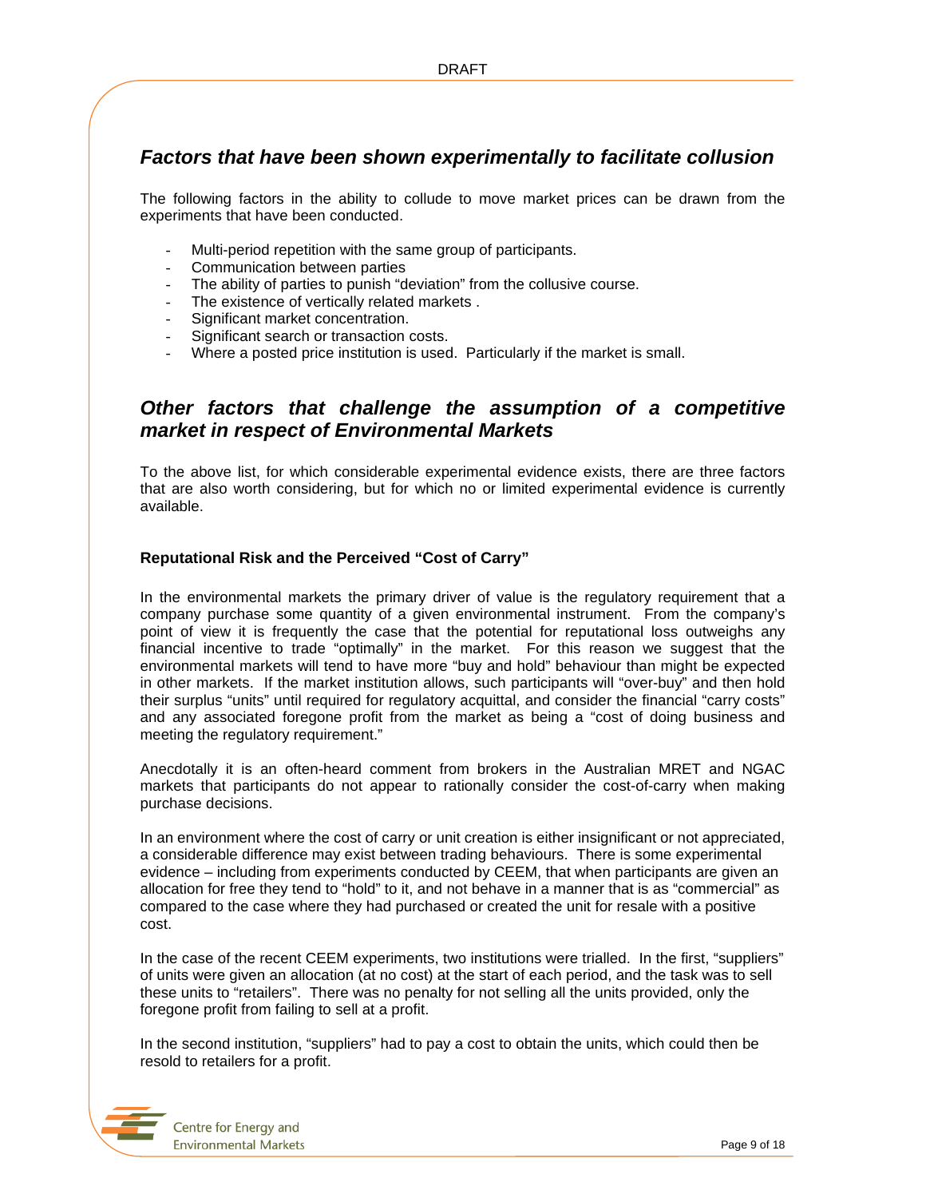## *Factors that have been shown experimentally to facilitate collusion*

The following factors in the ability to collude to move market prices can be drawn from the experiments that have been conducted.

- Multi-period repetition with the same group of participants.
- Communication between parties
- The ability of parties to punish "deviation" from the collusive course.
- The existence of vertically related markets .
- Significant market concentration.
- Significant search or transaction costs.
- Where a posted price institution is used. Particularly if the market is small.

## *Other factors that challenge the assumption of a competitive market in respect of Environmental Markets*

To the above list, for which considerable experimental evidence exists, there are three factors that are also worth considering, but for which no or limited experimental evidence is currently available.

### Reputational Risk and the Perceived "Cost of Carry"

In the environmental markets the primary driver of value is the regulatory requirement that a company purchase some quantity of a given environmental instrument. From the company's point of view it is frequently the case that the potential for reputational loss outweighs any financial incentive to trade "optimally" in the market. For this reason we suggest that the environmental markets will tend to have more "buy and hold" behaviour than might be expected in other markets. If the market institution allows, such participants will "over-buy" and then hold their surplus "units" until required for regulatory acquittal, and consider the financial "carry costs" and any associated foregone profit from the market as being a "cost of doing business and meeting the regulatory requirement."

Anecdotally it is an often-heard comment from brokers in the Australian MRET and NGAC markets that participants do not appear to rationally consider the cost-of-carry when making purchase decisions.

In an environment where the cost of carry or unit creation is either insignificant or not appreciated, a considerable difference may exist between trading behaviours. There is some experimental evidence – including from experiments conducted by CEEM, that when participants are given an allocation for free they tend to "hold" to it, and not behave in a manner that is as "commercial" as compared to the case where they had purchased or created the unit for resale with a positive cost.

In the case of the recent CEEM experiments, two institutions were trialled. In the first, "suppliers" of units were given an allocation (at no cost) at the start of each period, and the task was to sell these units to "retailers". There was no penalty for not selling all the units provided, only the foregone profit from failing to sell at a profit.

In the second institution, "suppliers" had to pay a cost to obtain the units, which could then be resold to retailers for a profit.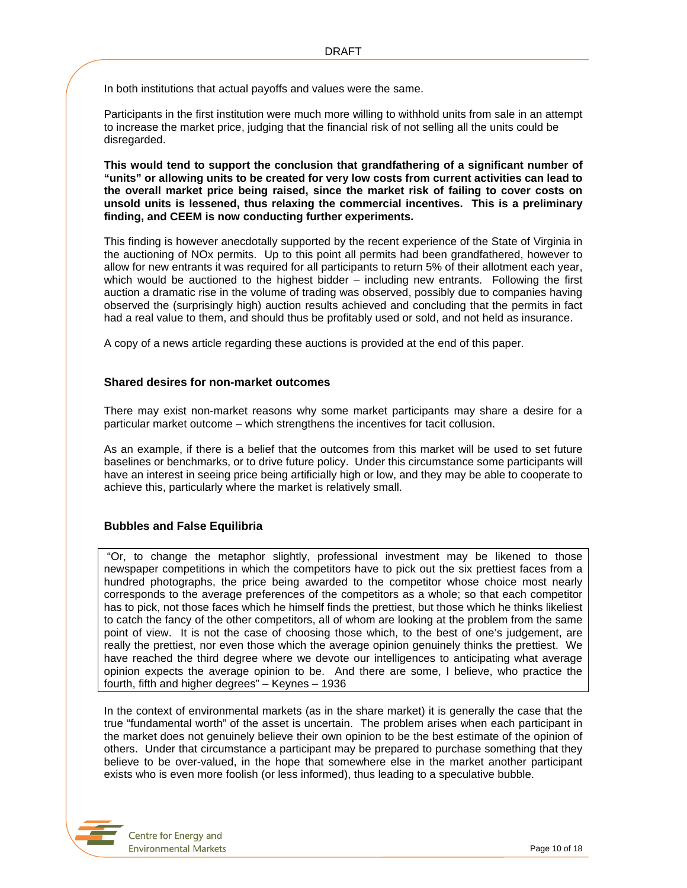In both institutions that actual payoffs and values were the same.

Participants in the first institution were much more willing to withhold units from sale in an attempt to increase the market price, judging that the financial risk of not selling all the units could be disregarded.

**This would tend to support the conclusion that grandfathering of a significant number of "units" or allowing units to be created for very low costs from current activities can lead to the overall market price being raised, since the market risk of failing to cover costs on unsold units is lessened, thus relaxing the commercial incentives. This is a preliminary finding, and CEEM is now conducting further experiments.**

This finding is however anecdotally supported by the recent experience of the State of Virginia in the auctioning of NOx permits. Up to this point all permits had been grandfathered, however to allow for new entrants it was required for all participants to return 5% of their allotment each year, which would be auctioned to the highest bidder – including new entrants. Following the first auction a dramatic rise in the volume of trading was observed, possibly due to companies having observed the (surprisingly high) auction results achieved and concluding that the permits in fact had a real value to them, and should thus be profitably used or sold, and not held as insurance.

A copy of a news article regarding these auctions is provided at the end of this paper.

### Shared desires for non-market outcomes

There may exist non-market reasons why some market participants may share a desire for a particular market outcome – which strengthens the incentives for tacit collusion.

As an example, if there is a belief that the outcomes from this market will be used to set future baselines or benchmarks, or to drive future policy. Under this circumstance some participants will have an interest in seeing price being artificially high or low, and they may be able to cooperate to achieve this, particularly where the market is relatively small.

### Bubbles and False Equilibria

> "Or, to change the metaphor slightly, professional investment may be likened to those newspaper competitions in which the competitors have to pick out the six prettiest faces from a hundred photographs, the price being awarded to the competitor whose choice most nearly corresponds to the average preferences of the competitors as a whole; so that each competitor has to pick, not those faces which he himself finds the prettiest, but those which he thinks likeliest to catch the fancy of the other competitors, all of whom are looking at the problem from the same point of view. It is not the case of choosing those which, to the best of one's judgement, are really the prettiest, nor even those which the average opinion genuinely thinks the prettiest. We have reached the third degree where we devote our intelligences to anticipating what average opinion expects the average opinion to be. And there are some, I believe, who practice the fourth, fifth and higher degrees" – Keynes – 1936

In the context of environmental markets (as in the share market) it is generally the case that the true "fundamental worth" of the asset is uncertain. The problem arises when each participant in the market does not genuinely believe their own opinion to be the best estimate of the opinion of others. Under that circumstance a participant may be prepared to purchase something that they believe to be over-valued, in the hope that somewhere else in the market another participant exists who is even more foolish (or less informed), thus leading to a speculative bubble.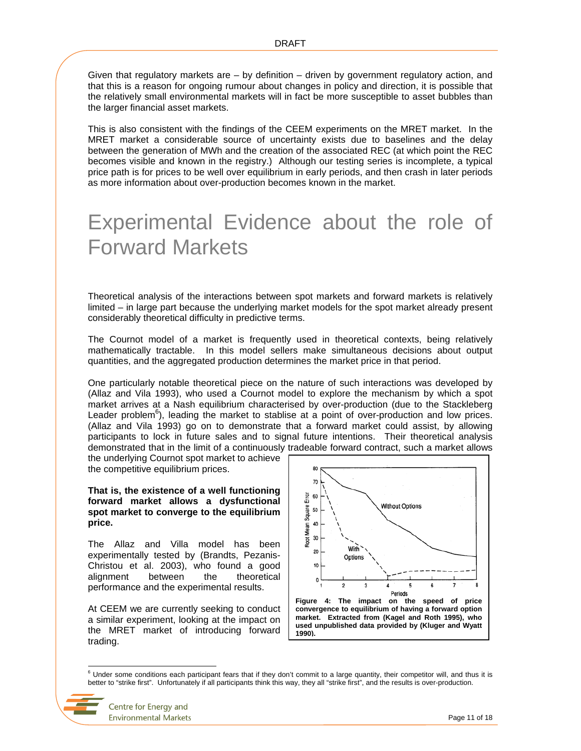Given that regulatory markets are – by definition – driven by government regulatory action, and that this is a reason for ongoing rumour about changes in policy and direction, it is possible that the relatively small environmental markets will in fact be more susceptible to asset bubbles than the larger financial asset markets.

This is also consistent with the findings of the CEEM experiments on the MRET market. In the MRET market a considerable source of uncertainty exists due to baselines and the delay between the generation of MWh and the creation of the associated REC (at which point the REC becomes visible and known in the registry.) Although our testing series is incomplete, a typical price path is for prices to be well over equilibrium in early periods, and then crash in later periods as more information about over-production becomes known in the market.

# Experimental Evidence about the role of Forward Markets

Theoretical analysis of the interactions between spot markets and forward markets is relatively limited – in large part because the underlying market models for the spot market already present considerably theoretical difficulty in predictive terms.

The Cournot model of a market is frequently used in theoretical contexts, being relatively mathematically tractable. In this model sellers make simultaneous decisions about output quantities, and the aggregated production determines the market price in that period.

One particularly notable theoretical piece on the nature of such interactions was developed by (Allaz and Vila 1993), who used a Cournot model to explore the mechanism by which a spot market arrives at a Nash equilibrium characterised by over-production (due to the Stackleberg Leader problem[6]), leading the market to stablise at a point of over-production and low prices. (Allaz and Vila 1993) go on to demonstrate that a forward market could assist, by allowing participants to lock in future sales and to signal future intentions. Their theoretical analysis demonstrated that in the limit of a continuously tradeable forward contract, such a market allows the underlying Cournot spot market to achieve the competitive equilibrium prices.

**That is, the existence of a well functioning forward market allows a dysfunctional spot market to converge to the equilibrium price.**

The Allaz and Villa model has been experimentally tested by (Brandts, Pezanis-Christou et al. 2003), who found a good alignment between the theoretical performance and the experimental results.

At CEEM we are currently seeking to conduct a similar experiment, looking at the impact on the MRET market of introducing forward trading.

**Figure 4: The impact on the speed of price convergence to equilibrium of having a forward option market. Extracted from (Kagel and Roth 1995), who used unpublished data provided by (Kluger and Wyatt 1990).**

[6] Under some conditions each participant fears that if they don't commit to a large quantity, their competitor will, and thus it is better to "strike first". Unfortunately if all participants think this way, they all "strike first", and the results is over-production.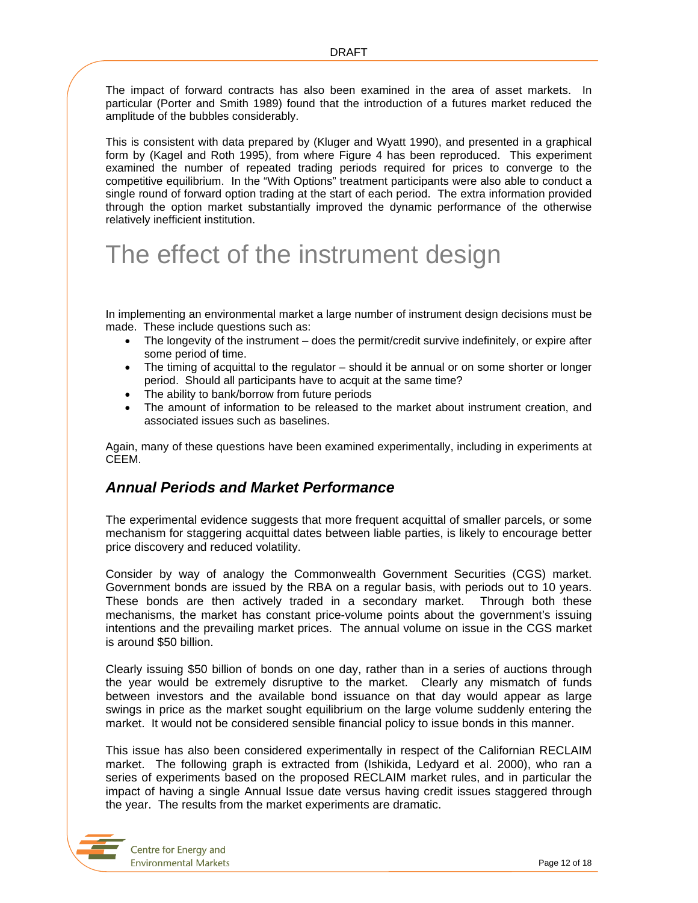The impact of forward contracts has also been examined in the area of asset markets. In particular (Porter and Smith 1989) found that the introduction of a futures market reduced the amplitude of the bubbles considerably.

This is consistent with data prepared by (Kluger and Wyatt 1990), and presented in a graphical form by (Kagel and Roth 1995), from where Figure 4 has been reproduced. This experiment examined the number of repeated trading periods required for prices to converge to the competitive equilibrium. In the "With Options" treatment participants were also able to conduct a single round of forward option trading at the start of each period. The extra information provided through the option market substantially improved the dynamic performance of the otherwise relatively inefficient institution.

# The effect of the instrument design

In implementing an environmental market a large number of instrument design decisions must be made. These include questions such as:

- The longevity of the instrument – does the permit/credit survive indefinitely, or expire after some period of time.
- The timing of acquittal to the regulator – should it be annual or on some shorter or longer period. Should all participants have to acquit at the same time?
- The ability to bank/borrow from future periods
- The amount of information to be released to the market about instrument creation, and associated issues such as baselines.

Again, many of these questions have been examined experimentally, including in experiments at CEEM.

## *Annual Periods and Market Performance*

The experimental evidence suggests that more frequent acquittal of smaller parcels, or some mechanism for staggering acquittal dates between liable parties, is likely to encourage better price discovery and reduced volatility.

Consider by way of analogy the Commonwealth Government Securities (CGS) market. Government bonds are issued by the RBA on a regular basis, with periods out to 10 years. These bonds are then actively traded in a secondary market. Through both these mechanisms, the market has constant price-volume points about the government's issuing intentions and the prevailing market prices. The annual volume on issue in the CGS market is around $50 billion.

Clearly issuing $50 billion of bonds on one day, rather than in a series of auctions through the year would be extremely disruptive to the market. Clearly any mismatch of funds between investors and the available bond issuance on that day would appear as large swings in price as the market sought equilibrium on the large volume suddenly entering the market. It would not be considered sensible financial policy to issue bonds in this manner.

This issue has also been considered experimentally in respect of the Californian RECLAIM market. The following graph is extracted from (Ishikida, Ledyard et al. 2000), who ran a series of experiments based on the proposed RECLAIM market rules, and in particular the impact of having a single Annual Issue date versus having credit issues staggered through the year. The results from the market experiments are dramatic.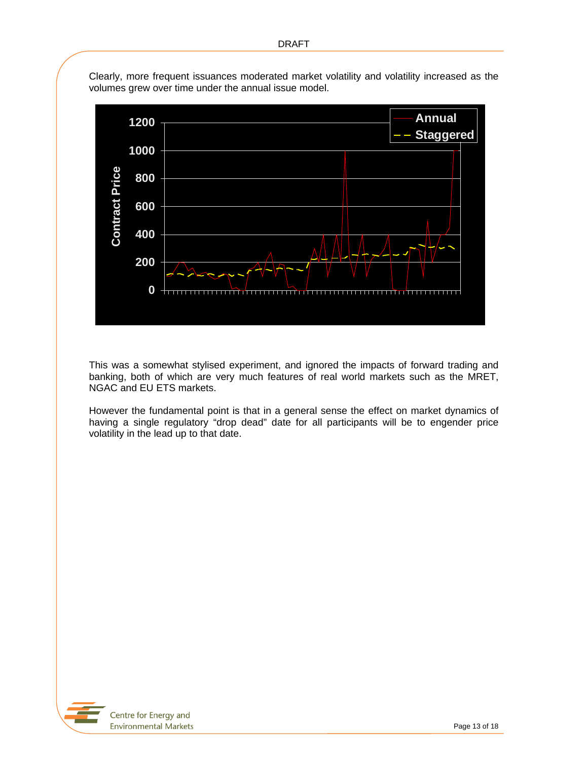Clearly, more frequent issuances moderated market volatility and volatility increased as the volumes grew over time under the annual issue model.

This was a somewhat stylised experiment, and ignored the impacts of forward trading and banking, both of which are very much features of real world markets such as the MRET, NGAC and EU ETS markets.

However the fundamental point is that in a general sense the effect on market dynamics of having a single regulatory "drop dead" date for all participants will be to engender price volatility in the lead up to that date.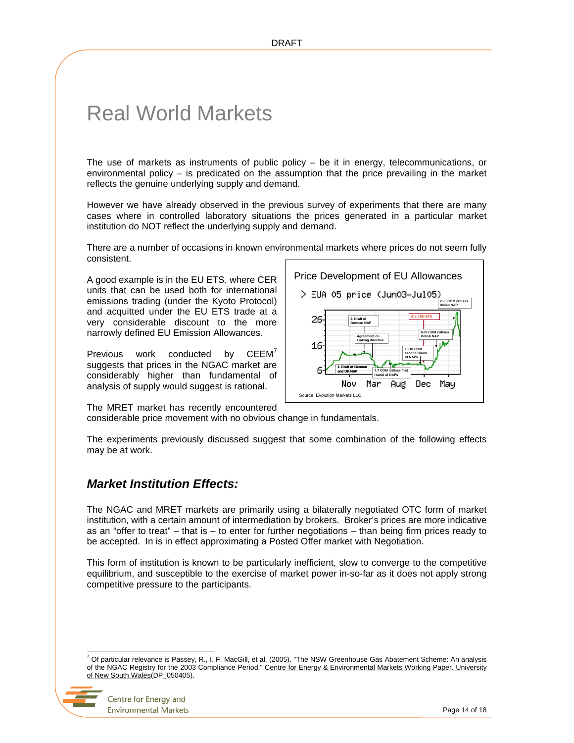# Real World Markets

The use of markets as instruments of public policy – be it in energy, telecommunications, or environmental policy – is predicated on the assumption that the price prevailing in the market reflects the genuine underlying supply and demand.

However we have already observed in the previous survey of experiments that there are many cases where in controlled laboratory situations the prices generated in a particular market institution do NOT reflect the underlying supply and demand.

There are a number of occasions in known environmental markets where prices do not seem fully consistent.

A good example is in the EU ETS, where CER units that can be used both for international emissions trading (under the Kyoto Protocol) and acquitted under the EU ETS trade at a very considerable discount to the more narrowly defined EU Emission Allowances.

Previous work conducted by CEEM[7] suggests that prices in the NGAC market are considerably higher than fundamental of analysis of supply would suggest is rational.

The MRET market has recently encountered considerable price movement with no obvious change in fundamentals.

The experiments previously discussed suggest that some combination of the following effects may be at work.

## *Market Institution Effects:*

The NGAC and MRET markets are primarily using a bilaterally negotiated OTC form of market institution, with a certain amount of intermediation by brokers. Broker's prices are more indicative as an "offer to treat" – that is – to enter for further negotiations – than being firm prices ready to be accepted. In is in effect approximating a Posted Offer market with Negotiation.

This form of institution is known to be particularly inefficient, slow to converge to the competitive equilibrium, and susceptible to the exercise of market power in-so-far as it does not apply strong competitive pressure to the participants.

---

[7] Of particular relevance is Passey, R., I. F. MacGill, et al. (2005). "The NSW Greenhouse Gas Abatement Scheme: An analysis of the NGAC Registry for the 2003 Compliance Period." Centre for Energy & Environmental Markets Working Paper. University of New South Wales(DP_050405).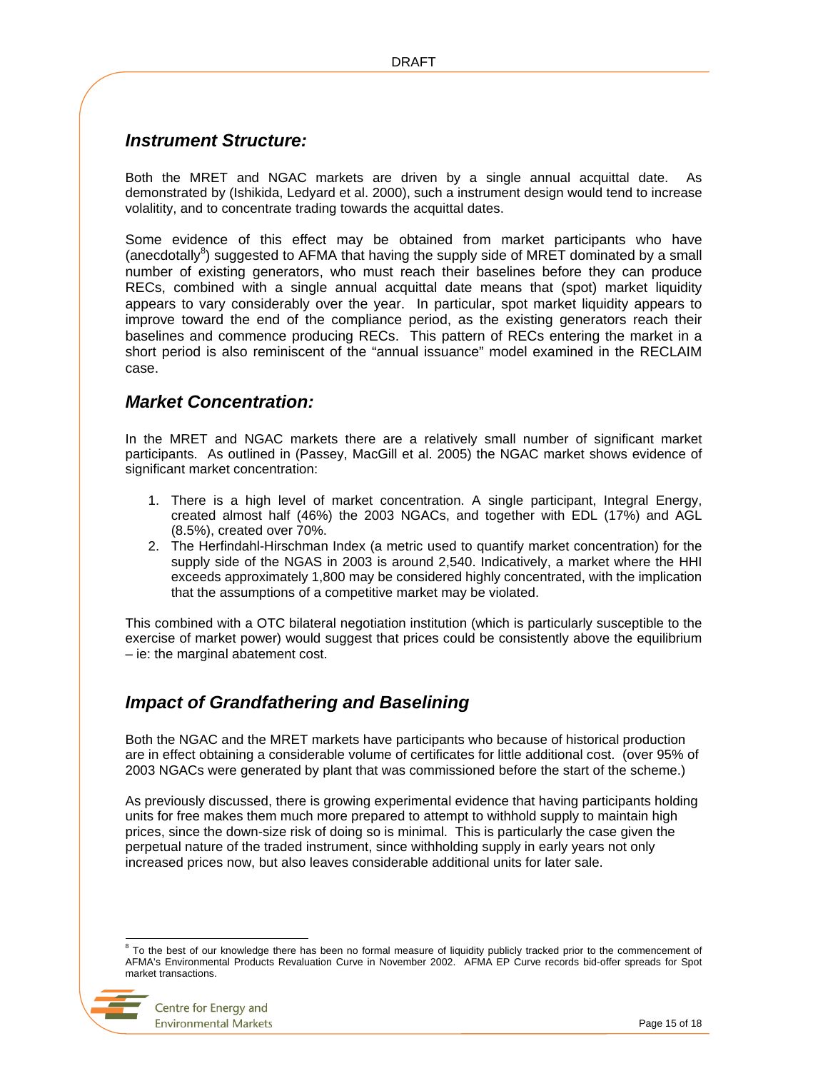## *Instrument Structure:*

Both the MRET and NGAC markets are driven by a single annual acquittal date. As demonstrated by (Ishikida, Ledyard et al. 2000), such a instrument design would tend to increase volalitity, and to concentrate trading towards the acquittal dates.

Some evidence of this effect may be obtained from market participants who have (anecdotally[8]) suggested to AFMA that having the supply side of MRET dominated by a small number of existing generators, who must reach their baselines before they can produce RECs, combined with a single annual acquittal date means that (spot) market liquidity appears to vary considerably over the year. In particular, spot market liquidity appears to improve toward the end of the compliance period, as the existing generators reach their baselines and commence producing RECs. This pattern of RECs entering the market in a short period is also reminiscent of the "annual issuance" model examined in the RECLAIM case.

## *Market Concentration:*

In the MRET and NGAC markets there are a relatively small number of significant market participants. As outlined in (Passey, MacGill et al. 2005) the NGAC market shows evidence of significant market concentration:

1. There is a high level of market concentration. A single participant, Integral Energy, created almost half (46%) the 2003 NGACs, and together with EDL (17%) and AGL (8.5%), created over 70%.
2. The Herfindahl-Hirschman Index (a metric used to quantify market concentration) for the supply side of the NGAS in 2003 is around 2,540. Indicatively, a market where the HHI exceeds approximately 1,800 may be considered highly concentrated, with the implication that the assumptions of a competitive market may be violated.

This combined with a OTC bilateral negotiation institution (which is particularly susceptible to the exercise of market power) would suggest that prices could be consistently above the equilibrium – ie: the marginal abatement cost.

## *Impact of Grandfathering and Baselining*

Both the NGAC and the MRET markets have participants who because of historical production are in effect obtaining a considerable volume of certificates for little additional cost. (over 95% of 2003 NGACs were generated by plant that was commissioned before the start of the scheme.)

As previously discussed, there is growing experimental evidence that having participants holding units for free makes them much more prepared to attempt to withhold supply to maintain high prices, since the down-size risk of doing so is minimal. This is particularly the case given the perpetual nature of the traded instrument, since withholding supply in early years not only increased prices now, but also leaves considerable additional units for later sale.

---

[8] To the best of our knowledge there has been no formal measure of liquidity publicly tracked prior to the commencement of AFMA's Environmental Products Revaluation Curve in November 2002. AFMA EP Curve records bid-offer spreads for Spot market transactions.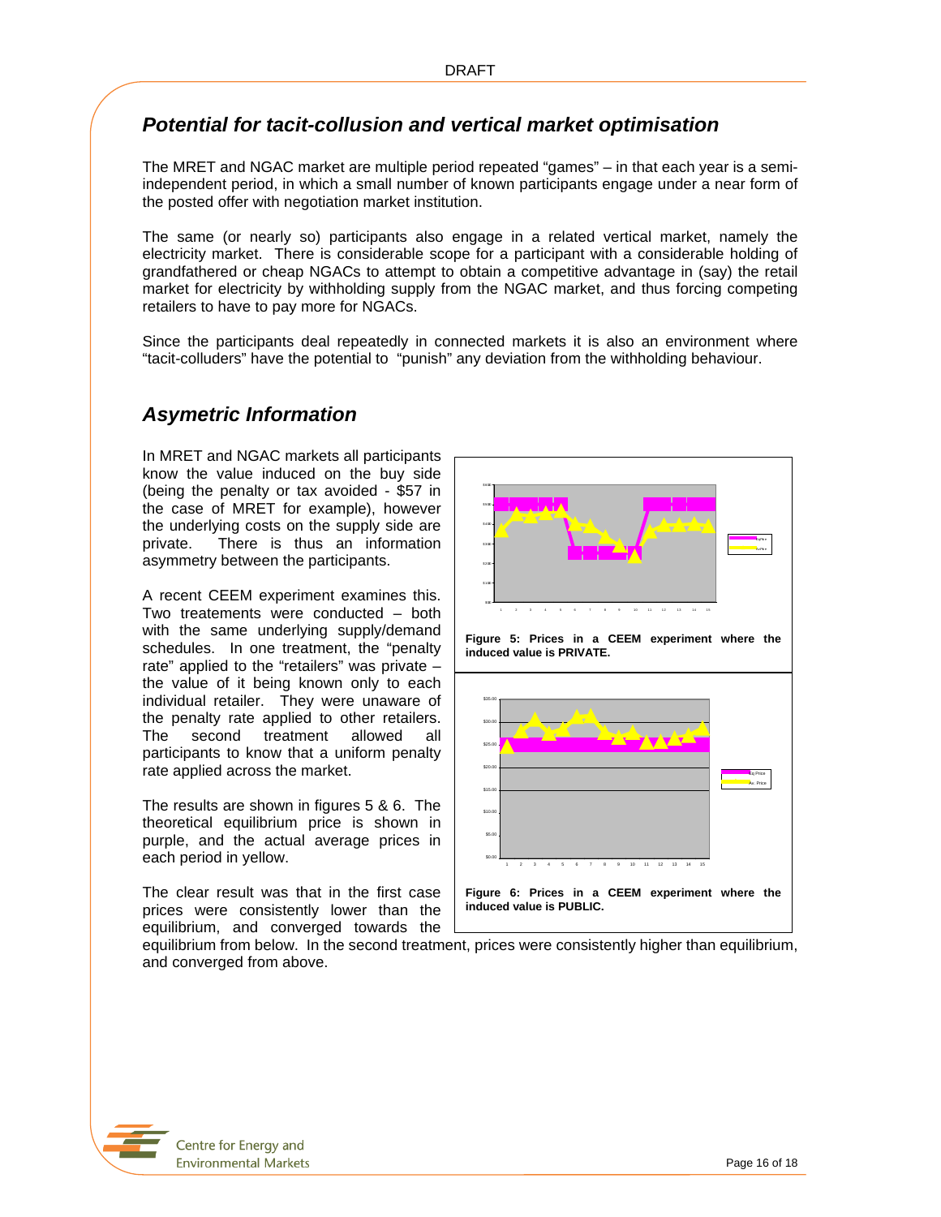## Potential for tacit-collusion and vertical market optimisation

The MRET and NGAC market are multiple period repeated "games" – in that each year is a semi-independent period, in which a small number of known participants engage under a near form of the posted offer with negotiation market institution.

The same (or nearly so) participants also engage in a related vertical market, namely the electricity market. There is considerable scope for a participant with a considerable holding of grandfathered or cheap NGACs to attempt to obtain a competitive advantage in (say) the retail market for electricity by withholding supply from the NGAC market, and thus forcing competing retailers to have to pay more for NGACs.

Since the participants deal repeatedly in connected markets it is also an environment where "tacit-colluders" have the potential to "punish" any deviation from the withholding behaviour.

## Asymetric Information

In MRET and NGAC markets all participants know the value induced on the buy side (being the penalty or tax avoided - $57 in the case of MRET for example), however the underlying costs on the supply side are private. There is thus an information asymmetry between the participants.

A recent CEEM experiment examines this. Two treatements were conducted – both with the same underlying supply/demand schedules. In one treatment, the "penalty rate" applied to the "retailers" was private – the value of it being known only to each individual retailer. They were unaware of the penalty rate applied to other retailers. The second treatment allowed all participants to know that a uniform penalty rate applied across the market.

The results are shown in figures 5 & 6. The theoretical equilibrium price is shown in purple, and the actual average prices in each period in yellow.

The clear result was that in the first case prices were consistently lower than the equilibrium, and converged towards the equilibrium from below. In the second treatment, prices were consistently higher than equilibrium, and converged from above.

**Figure 5: Prices in a CEEM experiment where the induced value is PRIVATE.**

**Figure 6: Prices in a CEEM experiment where the induced value is PUBLIC.**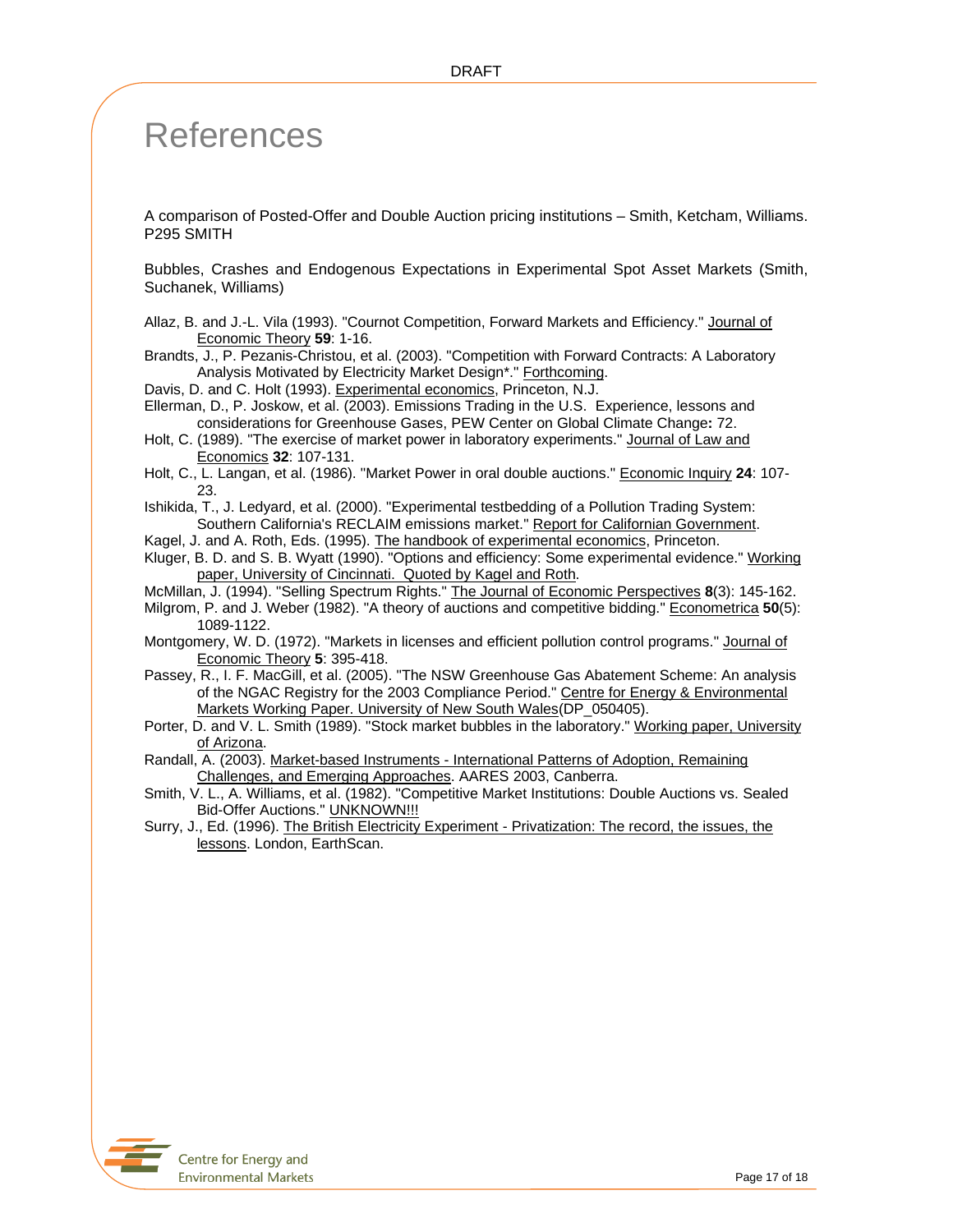# References

A comparison of Posted-Offer and Double Auction pricing institutions – Smith, Ketcham, Williams. P295 SMITH

Bubbles, Crashes and Endogenous Expectations in Experimental Spot Asset Markets (Smith, Suchanek, Williams)

Allaz, B. and J.-L. Vila (1993). "Cournot Competition, Forward Markets and Efficiency." Journal of Economic Theory **59**: 1-16.

Brandts, J., P. Pezanis-Christou, et al. (2003). "Competition with Forward Contracts: A Laboratory Analysis Motivated by Electricity Market Design*." Forthcoming.

Davis, D. and C. Holt (1993). Experimental economics, Princeton, N.J.

Ellerman, D., P. Joskow, et al. (2003). Emissions Trading in the U.S. Experience, lessons and considerations for Greenhouse Gases, PEW Center on Global Climate Change**:** 72.

Holt, C. (1989). "The exercise of market power in laboratory experiments." Journal of Law and Economics **32**: 107-131.

Holt, C., L. Langan, et al. (1986). "Market Power in oral double auctions." Economic Inquiry **24**: 107-23.

Ishikida, T., J. Ledyard, et al. (2000). "Experimental testbedding of a Pollution Trading System: Southern California's RECLAIM emissions market." Report for Californian Government.

Kagel, J. and A. Roth, Eds. (1995). The handbook of experimental economics, Princeton.

Kluger, B. D. and S. B. Wyatt (1990). "Options and efficiency: Some experimental evidence." Working paper, University of Cincinnati. Quoted by Kagel and Roth.

McMillan, J. (1994). "Selling Spectrum Rights." The Journal of Economic Perspectives **8**(3): 145-162.

Milgrom, P. and J. Weber (1982). "A theory of auctions and competitive bidding." Econometrica **50**(5): 1089-1122.

Montgomery, W. D. (1972). "Markets in licenses and efficient pollution control programs." Journal of Economic Theory **5**: 395-418.

Passey, R., I. F. MacGill, et al. (2005). "The NSW Greenhouse Gas Abatement Scheme: An analysis of the NGAC Registry for the 2003 Compliance Period." Centre for Energy & Environmental Markets Working Paper. University of New South Wales(DP_050405).

Porter, D. and V. L. Smith (1989). "Stock market bubbles in the laboratory." Working paper, University of Arizona.

Randall, A. (2003). Market-based Instruments - International Patterns of Adoption, Remaining Challenges, and Emerging Approaches. AARES 2003, Canberra.

Smith, V. L., A. Williams, et al. (1982). "Competitive Market Institutions: Double Auctions vs. Sealed Bid-Offer Auctions." UNKNOWN!!!

Surry, J., Ed. (1996). The British Electricity Experiment - Privatization: The record, the issues, the lessons. London, EarthScan.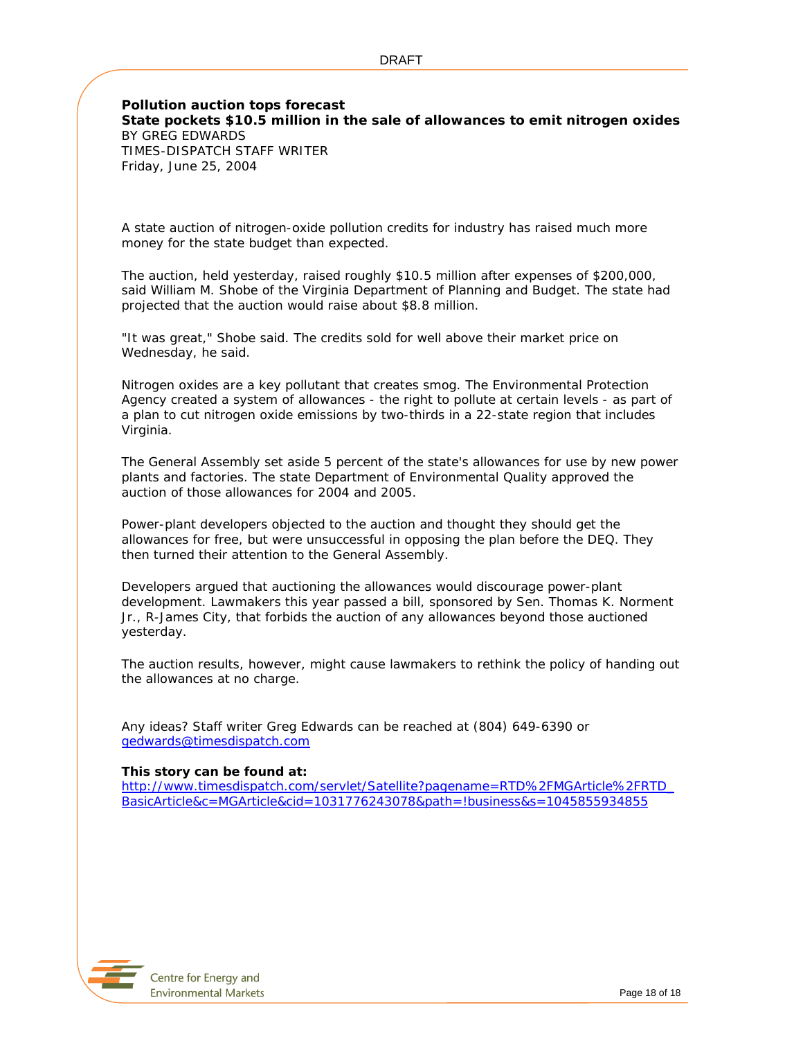**Pollution auction tops forecast**
**State pockets $10.5 million in the sale of allowances to emit nitrogen oxides**
BY GREG EDWARDS
TIMES-DISPATCH STAFF WRITER
Friday, June 25, 2004

A state auction of nitrogen-oxide pollution credits for industry has raised much more money for the state budget than expected.

The auction, held yesterday, raised roughly $10.5 million after expenses of $200,000, said William M. Shobe of the Virginia Department of Planning and Budget. The state had projected that the auction would raise about $8.8 million.

"It was great," Shobe said. The credits sold for well above their market price on Wednesday, he said.

Nitrogen oxides are a key pollutant that creates smog. The Environmental Protection Agency created a system of allowances - the right to pollute at certain levels - as part of a plan to cut nitrogen oxide emissions by two-thirds in a 22-state region that includes Virginia.

The General Assembly set aside 5 percent of the state's allowances for use by new power plants and factories. The state Department of Environmental Quality approved the auction of those allowances for 2004 and 2005.

Power-plant developers objected to the auction and thought they should get the allowances for free, but were unsuccessful in opposing the plan before the DEQ. They then turned their attention to the General Assembly.

Developers argued that auctioning the allowances would discourage power-plant development. Lawmakers this year passed a bill, sponsored by Sen. Thomas K. Norment Jr., R-James City, that forbids the auction of any allowances beyond those auctioned yesterday.

The auction results, however, might cause lawmakers to rethink the policy of handing out the allowances at no charge.

Any ideas? Staff writer Greg Edwards can be reached at (804) 649-6390 or gedwards@timesdispatch.com

**This story can be found at:**
http://www.timesdispatch.com/servlet/Satellite?pagename=RTD%2FMGArticle%2FRTD_BasicArticle&c=MGArticle&cid=1031776243078&path=!business&s=1045855934855